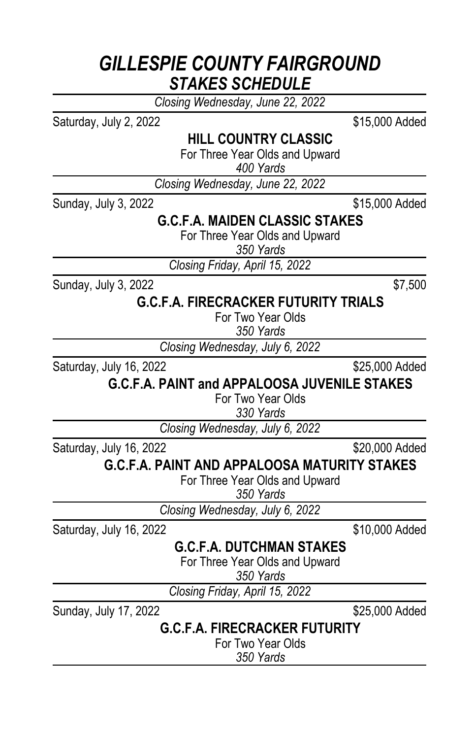# *GILLESPIE COUNTY FAIRGROUND*
## *STAKES SCHEDULE*

---

*Closing Wednesday, June 22, 2022*

Saturday, July 2, 2022 — $15,000 Added

**HILL COUNTRY CLASSIC**

For Three Year Olds and Upward

*400 Yards*

---

*Closing Wednesday, June 22, 2022*

Sunday, July 3, 2022 — $15,000 Added

**G.C.F.A. MAIDEN CLASSIC STAKES**

For Three Year Olds and Upward

*350 Yards*

---

*Closing Friday, April 15, 2022*

Sunday, July 3, 2022 — $7,500

**G.C.F.A. FIRECRACKER FUTURITY TRIALS**

For Two Year Olds

*350 Yards*

---

*Closing Wednesday, July 6, 2022*

Saturday, July 16, 2022 — $25,000 Added

**G.C.F.A. PAINT and APPALOOSA JUVENILE STAKES**

For Two Year Olds

*330 Yards*

---

*Closing Wednesday, July 6, 2022*

Saturday, July 16, 2022 — $20,000 Added

**G.C.F.A. PAINT AND APPALOOSA MATURITY STAKES**

For Three Year Olds and Upward

*350 Yards*

---

*Closing Wednesday, July 6, 2022*

Saturday, July 16, 2022 — $10,000 Added

**G.C.F.A. DUTCHMAN STAKES**

For Three Year Olds and Upward

*350 Yards*

---

*Closing Friday, April 15, 2022*

Sunday, July 17, 2022 — $25,000 Added

**G.C.F.A. FIRECRACKER FUTURITY**

For Two Year Olds

*350 Yards*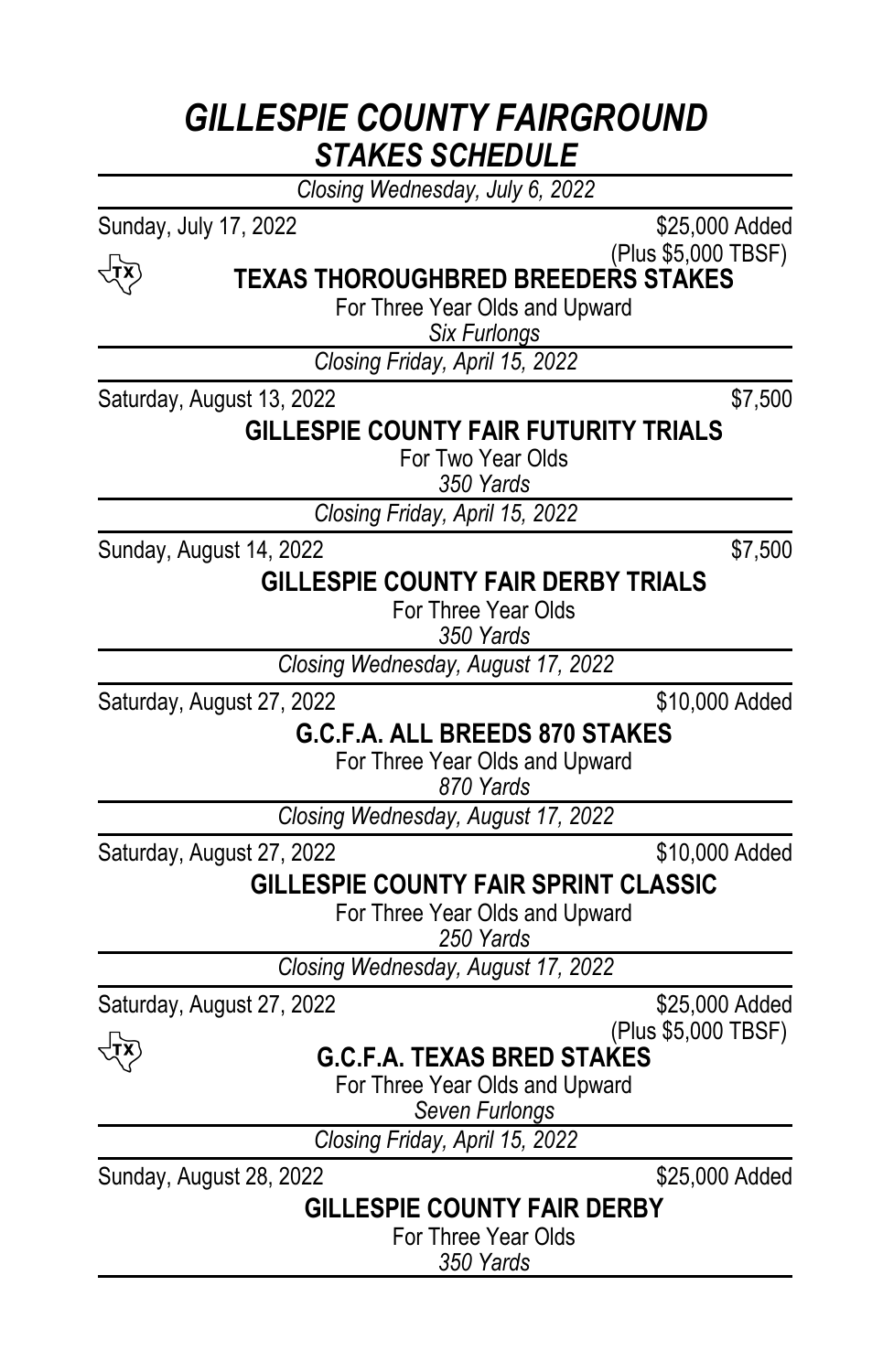# *GILLESPIE COUNTY FAIRGROUND*

## *STAKES SCHEDULE*

---

*Closing Wednesday, July 6, 2022*

Sunday, July 17, 2022 — $25,000 Added (Plus $5,000 TBSF)

TX **TEXAS THOROUGHBRED BREEDERS STAKES**

For Three Year Olds and Upward

*Six Furlongs*

---

*Closing Friday, April 15, 2022*

Saturday, August 13, 2022 — $7,500

**GILLESPIE COUNTY FAIR FUTURITY TRIALS**

For Two Year Olds

*350 Yards*

---

*Closing Friday, April 15, 2022*

Sunday, August 14, 2022 — $7,500

**GILLESPIE COUNTY FAIR DERBY TRIALS**

For Three Year Olds

*350 Yards*

---

*Closing Wednesday, August 17, 2022*

Saturday, August 27, 2022 — $10,000 Added

**G.C.F.A. ALL BREEDS 870 STAKES**

For Three Year Olds and Upward

*870 Yards*

---

*Closing Wednesday, August 17, 2022*

Saturday, August 27, 2022 — $10,000 Added

**GILLESPIE COUNTY FAIR SPRINT CLASSIC**

For Three Year Olds and Upward

*250 Yards*

---

*Closing Wednesday, August 17, 2022*

Saturday, August 27, 2022 — $25,000 Added (Plus $5,000 TBSF)

TX **G.C.F.A. TEXAS BRED STAKES**

For Three Year Olds and Upward

*Seven Furlongs*

---

*Closing Friday, April 15, 2022*

Sunday, August 28, 2022 — $25,000 Added

**GILLESPIE COUNTY FAIR DERBY**

For Three Year Olds

*350 Yards*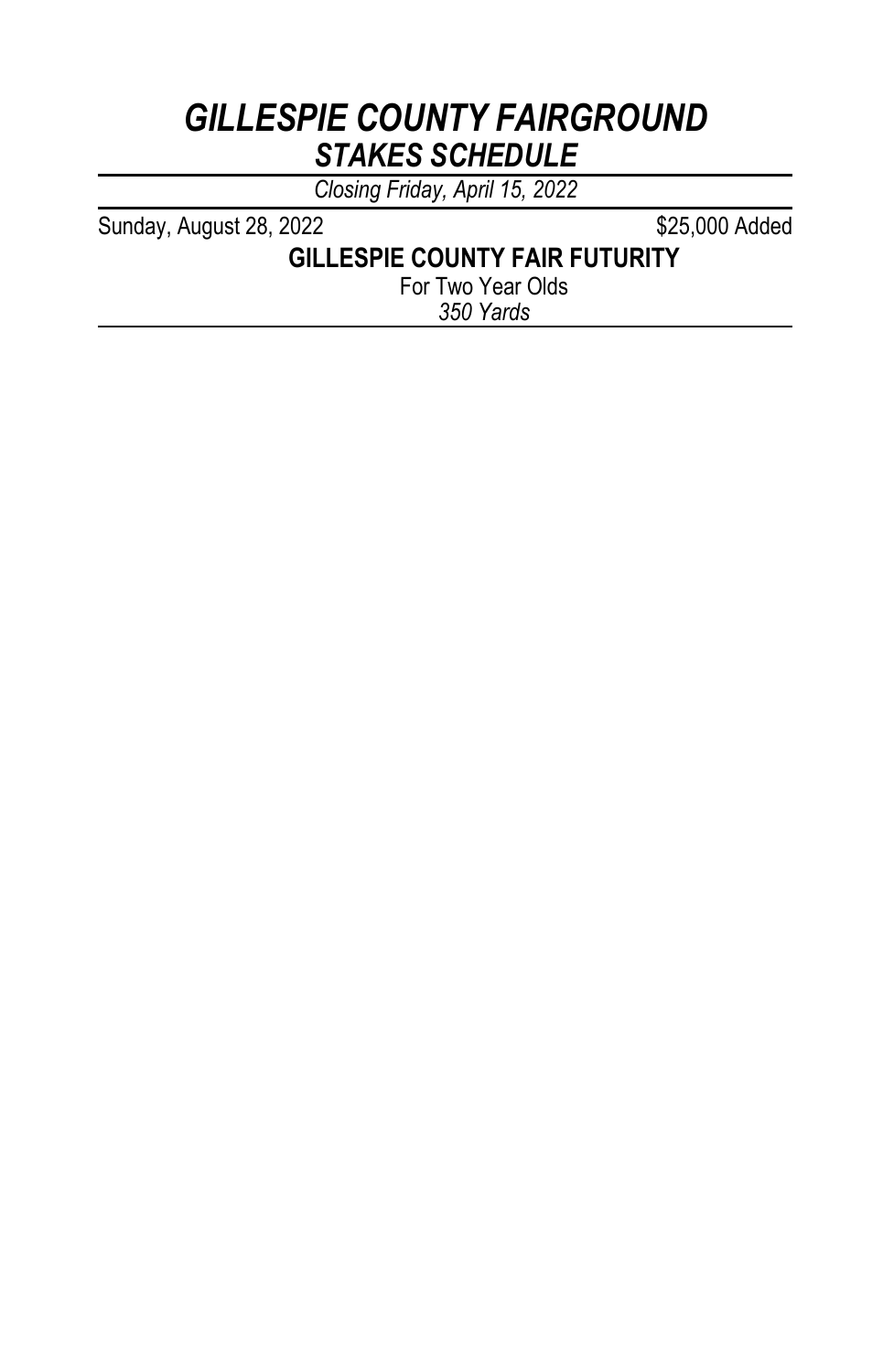# *GILLESPIE COUNTY FAIRGROUND*

## *STAKES SCHEDULE*

*Closing Friday, April 15, 2022*

Sunday, August 28, 2022 — $25,000 Added

**GILLESPIE COUNTY FAIR FUTURITY**

For Two Year Olds

*350 Yards*